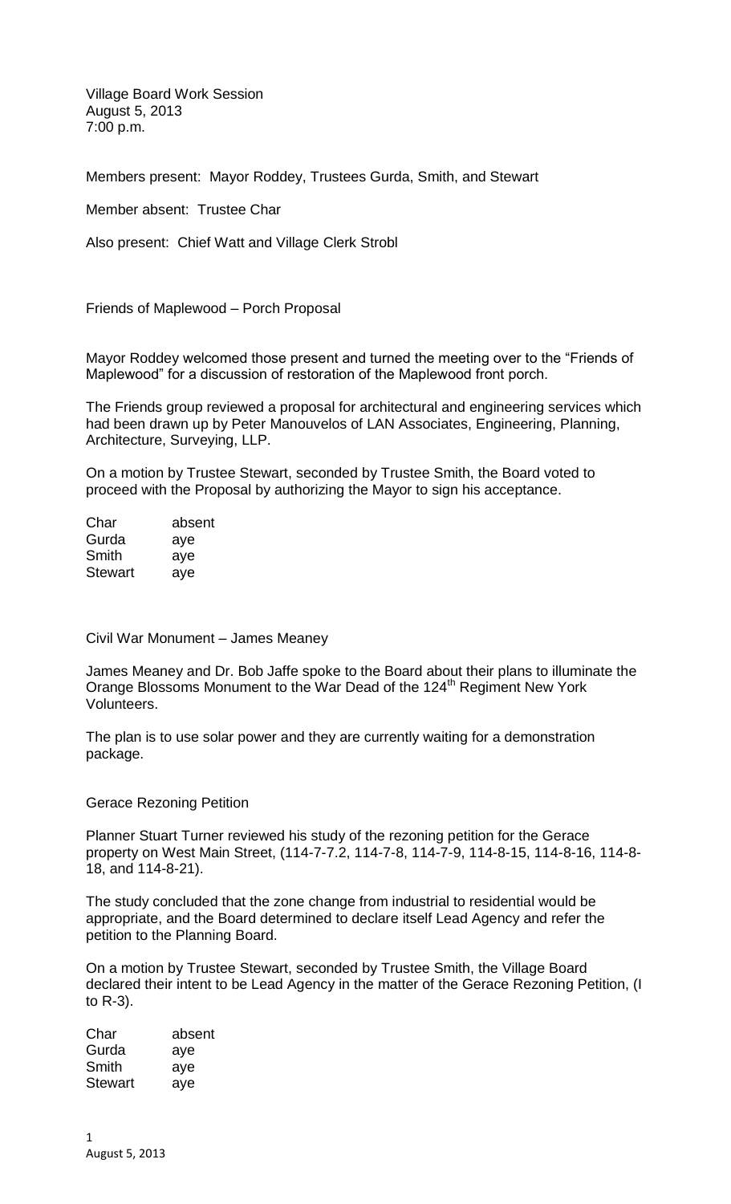Village Board Work Session
August 5, 2013
7:00 p.m.

Members present: Mayor Roddey, Trustees Gurda, Smith, and Stewart

Member absent: Trustee Char

Also present: Chief Watt and Village Clerk Strobl

Friends of Maplewood – Porch Proposal

Mayor Roddey welcomed those present and turned the meeting over to the "Friends of Maplewood" for a discussion of restoration of the Maplewood front porch.

The Friends group reviewed a proposal for architectural and engineering services which had been drawn up by Peter Manouvelos of LAN Associates, Engineering, Planning, Architecture, Surveying, LLP.

On a motion by Trustee Stewart, seconded by Trustee Smith, the Board voted to proceed with the Proposal by authorizing the Mayor to sign his acceptance.

| | |
|---|---|
| Char | absent |
| Gurda | aye |
| Smith | aye |
| Stewart | aye |

Civil War Monument – James Meaney

James Meaney and Dr. Bob Jaffe spoke to the Board about their plans to illuminate the Orange Blossoms Monument to the War Dead of the 124th Regiment New York Volunteers.

The plan is to use solar power and they are currently waiting for a demonstration package.

Gerace Rezoning Petition

Planner Stuart Turner reviewed his study of the rezoning petition for the Gerace property on West Main Street, (114-7-7.2, 114-7-8, 114-7-9, 114-8-15, 114-8-16, 114-8-18, and 114-8-21).

The study concluded that the zone change from industrial to residential would be appropriate, and the Board determined to declare itself Lead Agency and refer the petition to the Planning Board.

On a motion by Trustee Stewart, seconded by Trustee Smith, the Village Board declared their intent to be Lead Agency in the matter of the Gerace Rezoning Petition, (I to R-3).

| | |
|---|---|
| Char | absent |
| Gurda | aye |
| Smith | aye |
| Stewart | aye |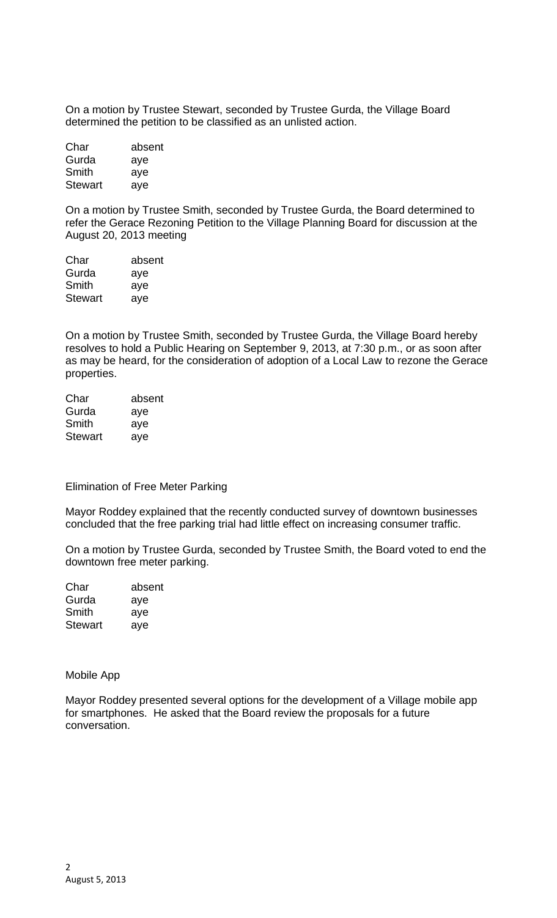On a motion by Trustee Stewart, seconded by Trustee Gurda, the Village Board determined the petition to be classified as an unlisted action.

| | |
|---|---|
| Char | absent |
| Gurda | aye |
| Smith | aye |
| Stewart | aye |

On a motion by Trustee Smith, seconded by Trustee Gurda, the Board determined to refer the Gerace Rezoning Petition to the Village Planning Board for discussion at the August 20, 2013 meeting

| | |
|---|---|
| Char | absent |
| Gurda | aye |
| Smith | aye |
| Stewart | aye |

On a motion by Trustee Smith, seconded by Trustee Gurda, the Village Board hereby resolves to hold a Public Hearing on September 9, 2013, at 7:30 p.m., or as soon after as may be heard, for the consideration of adoption of a Local Law to rezone the Gerace properties.

| | |
|---|---|
| Char | absent |
| Gurda | aye |
| Smith | aye |
| Stewart | aye |

Elimination of Free Meter Parking

Mayor Roddey explained that the recently conducted survey of downtown businesses concluded that the free parking trial had little effect on increasing consumer traffic.

On a motion by Trustee Gurda, seconded by Trustee Smith, the Board voted to end the downtown free meter parking.

| | |
|---|---|
| Char | absent |
| Gurda | aye |
| Smith | aye |
| Stewart | aye |

Mobile App

Mayor Roddey presented several options for the development of a Village mobile app for smartphones. He asked that the Board review the proposals for a future conversation.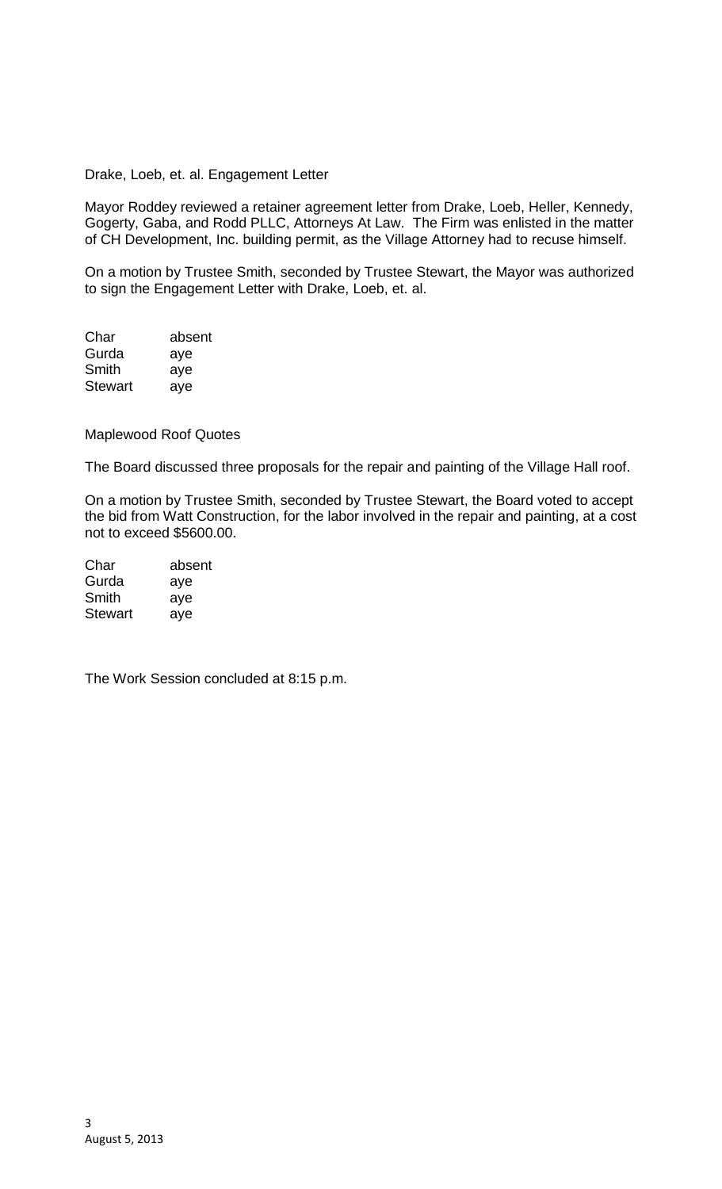Drake, Loeb, et. al. Engagement Letter

Mayor Roddey reviewed a retainer agreement letter from Drake, Loeb, Heller, Kennedy, Gogerty, Gaba, and Rodd PLLC, Attorneys At Law. The Firm was enlisted in the matter of CH Development, Inc. building permit, as the Village Attorney had to recuse himself.

On a motion by Trustee Smith, seconded by Trustee Stewart, the Mayor was authorized to sign the Engagement Letter with Drake, Loeb, et. al.

| | |
|---|---|
| Char | absent |
| Gurda | aye |
| Smith | aye |
| Stewart | aye |

Maplewood Roof Quotes

The Board discussed three proposals for the repair and painting of the Village Hall roof.

On a motion by Trustee Smith, seconded by Trustee Stewart, the Board voted to accept the bid from Watt Construction, for the labor involved in the repair and painting, at a cost not to exceed $5600.00.

| | |
|---|---|
| Char | absent |
| Gurda | aye |
| Smith | aye |
| Stewart | aye |

The Work Session concluded at 8:15 p.m.